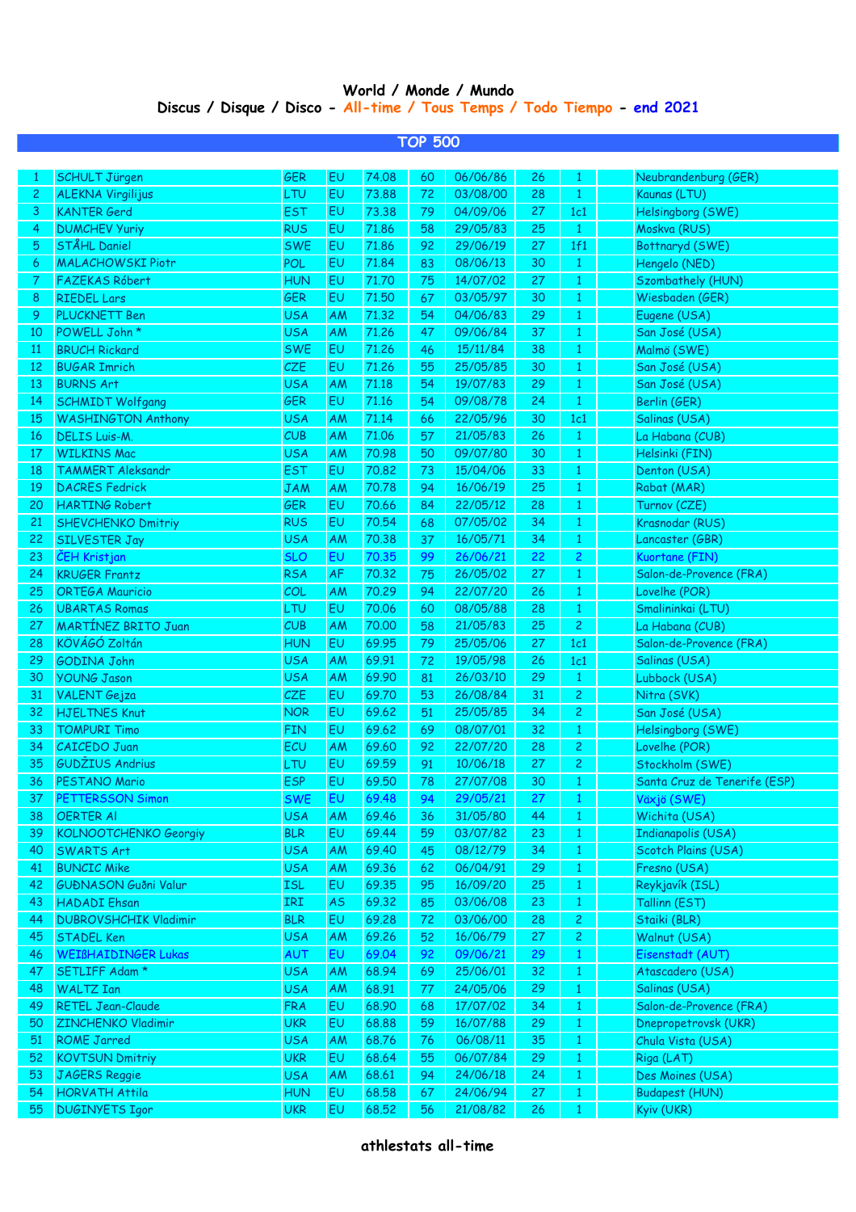# World / Monde / Mundo

## Discus / Disque / Disco - All-time / Tous Temps / Todo Tiempo - end 2021

### TOP 500

| | | | | | | | | | | |
|---|---|---|---|---|---|---|---|---|---|---|
| 1 | SCHULT Jürgen | GER | EU | 74.08 | 60 | 06/06/86 | 26 | 1 | | Neubrandenburg (GER) |
| 2 | ALEKNA Virgilijus | LTU | EU | 73.88 | 72 | 03/08/00 | 28 | 1 | | Kaunas (LTU) |
| 3 | KANTER Gerd | EST | EU | 73.38 | 79 | 04/09/06 | 27 | 1c1 | | Helsingborg (SWE) |
| 4 | DUMCHEV Yuriy | RUS | EU | 71.86 | 58 | 29/05/83 | 25 | 1 | | Moskva (RUS) |
| 5 | STÅHL Daniel | SWE | EU | 71.86 | 92 | 29/06/19 | 27 | 1f1 | | Bottnaryd (SWE) |
| 6 | MALACHOWSKI Piotr | POL | EU | 71.84 | 83 | 08/06/13 | 30 | 1 | | Hengelo (NED) |
| 7 | FAZEKAS Róbert | HUN | EU | 71.70 | 75 | 14/07/02 | 27 | 1 | | Szombathely (HUN) |
| 8 | RIEDEL Lars | GER | EU | 71.50 | 67 | 03/05/97 | 30 | 1 | | Wiesbaden (GER) |
| 9 | PLUCKNETT Ben | USA | AM | 71.32 | 54 | 04/06/83 | 29 | 1 | | Eugene (USA) |
| 10 | POWELL John * | USA | AM | 71.26 | 47 | 09/06/84 | 37 | 1 | | San José (USA) |
| 11 | BRUCH Rickard | SWE | EU | 71.26 | 46 | 15/11/84 | 38 | 1 | | Malmö (SWE) |
| 12 | BUGAR Imrich | CZE | EU | 71.26 | 55 | 25/05/85 | 30 | 1 | | San José (USA) |
| 13 | BURNS Art | USA | AM | 71.18 | 54 | 19/07/83 | 29 | 1 | | San José (USA) |
| 14 | SCHMIDT Wolfgang | GER | EU | 71.16 | 54 | 09/08/78 | 24 | 1 | | Berlin (GER) |
| 15 | WASHINGTON Anthony | USA | AM | 71.14 | 66 | 22/05/96 | 30 | 1c1 | | Salinas (USA) |
| 16 | DELIS Luis-M. | CUB | AM | 71.06 | 57 | 21/05/83 | 26 | 1 | | La Habana (CUB) |
| 17 | WILKINS Mac | USA | AM | 70.98 | 50 | 09/07/80 | 30 | 1 | | Helsinki (FIN) |
| 18 | TAMMERT Aleksandr | EST | EU | 70.82 | 73 | 15/04/06 | 33 | 1 | | Denton (USA) |
| 19 | DACRES Fedrick | JAM | AM | 70.78 | 94 | 16/06/19 | 25 | 1 | | Rabat (MAR) |
| 20 | HARTING Robert | GER | EU | 70.66 | 84 | 22/05/12 | 28 | 1 | | Turnov (CZE) |
| 21 | SHEVCHENKO Dmitriy | RUS | EU | 70.54 | 68 | 07/05/02 | 34 | 1 | | Krasnodar (RUS) |
| 22 | SILVESTER Jay | USA | AM | 70.38 | 37 | 16/05/71 | 34 | 1 | | Lancaster (GBR) |
| 23 | ČEH Kristjan | SLO | EU | 70.35 | 99 | 26/06/21 | 22 | 2 | | Kuortane (FIN) |
| 24 | KRUGER Frantz | RSA | AF | 70.32 | 75 | 26/05/02 | 27 | 1 | | Salon-de-Provence (FRA) |
| 25 | ORTEGA Mauricio | COL | AM | 70.29 | 94 | 22/07/20 | 26 | 1 | | Lovelhe (POR) |
| 26 | UBARTAS Romas | LTU | EU | 70.06 | 60 | 08/05/88 | 28 | 1 | | Smalininkai (LTU) |
| 27 | MARTÍNEZ BRITO Juan | CUB | AM | 70.00 | 58 | 21/05/83 | 25 | 2 | | La Habana (CUB) |
| 28 | KÖVÁGÓ Zoltán | HUN | EU | 69.95 | 79 | 25/05/06 | 27 | 1c1 | | Salon-de-Provence (FRA) |
| 29 | GODINA John | USA | AM | 69.91 | 72 | 19/05/98 | 26 | 1c1 | | Salinas (USA) |
| 30 | YOUNG Jason | USA | AM | 69.90 | 81 | 26/03/10 | 29 | 1 | | Lubbock (USA) |
| 31 | VALENT Gejza | CZE | EU | 69.70 | 53 | 26/08/84 | 31 | 2 | | Nitra (SVK) |
| 32 | HJELTNES Knut | NOR | EU | 69.62 | 51 | 25/05/85 | 34 | 2 | | San José (USA) |
| 33 | TOMPURI Timo | FIN | EU | 69.62 | 69 | 08/07/01 | 32 | 1 | | Helsingborg (SWE) |
| 34 | CAICEDO Juan | ECU | AM | 69.60 | 92 | 22/07/20 | 28 | 2 | | Lovelhe (POR) |
| 35 | GUDŽIUS Andrius | LTU | EU | 69.59 | 91 | 10/06/18 | 27 | 2 | | Stockholm (SWE) |
| 36 | PESTANO Mario | ESP | EU | 69.50 | 78 | 27/07/08 | 30 | 1 | | Santa Cruz de Tenerife (ESP) |
| 37 | PETTERSSON Simon | SWE | EU | 69.48 | 94 | 29/05/21 | 27 | 1 | | Växjö (SWE) |
| 38 | OERTER Al | USA | AM | 69.46 | 36 | 31/05/80 | 44 | 1 | | Wichita (USA) |
| 39 | KOLNOOTCHENKO Georgiy | BLR | EU | 69.44 | 59 | 03/07/82 | 23 | 1 | | Indianapolis (USA) |
| 40 | SWARTS Art | USA | AM | 69.40 | 45 | 08/12/79 | 34 | 1 | | Scotch Plains (USA) |
| 41 | BUNCIC Mike | USA | AM | 69.36 | 62 | 06/04/91 | 29 | 1 | | Fresno (USA) |
| 42 | GUÐNASON Guðni Valur | ISL | EU | 69.35 | 95 | 16/09/20 | 25 | 1 | | Reykjavík (ISL) |
| 43 | HADADI Ehsan | IRI | AS | 69.32 | 85 | 03/06/08 | 23 | 1 | | Tallinn (EST) |
| 44 | DUBROVSHCHIK Vladimir | BLR | EU | 69.28 | 72 | 03/06/00 | 28 | 2 | | Staiki (BLR) |
| 45 | STADEL Ken | USA | AM | 69.26 | 52 | 16/06/79 | 27 | 2 | | Walnut (USA) |
| 46 | WEIßHAIDINGER Lukas | AUT | EU | 69.04 | 92 | 09/06/21 | 29 | 1 | | Eisenstadt (AUT) |
| 47 | SETLIFF Adam * | USA | AM | 68.94 | 69 | 25/06/01 | 32 | 1 | | Atascadero (USA) |
| 48 | WALTZ Ian | USA | AM | 68.91 | 77 | 24/05/06 | 29 | 1 | | Salinas (USA) |
| 49 | RETEL Jean-Claude | FRA | EU | 68.90 | 68 | 17/07/02 | 34 | 1 | | Salon-de-Provence (FRA) |
| 50 | ZINCHENKO Vladimir | UKR | EU | 68.88 | 59 | 16/07/88 | 29 | 1 | | Dnepropetrovsk (UKR) |
| 51 | ROME Jarred | USA | AM | 68.76 | 76 | 06/08/11 | 35 | 1 | | Chula Vista (USA) |
| 52 | KOVTSUN Dmitriy | UKR | EU | 68.64 | 55 | 06/07/84 | 29 | 1 | | Riga (LAT) |
| 53 | JAGERS Reggie | USA | AM | 68.61 | 94 | 24/06/18 | 24 | 1 | | Des Moines (USA) |
| 54 | HORVATH Attila | HUN | EU | 68.58 | 67 | 24/06/94 | 27 | 1 | | Budapest (HUN) |
| 55 | DUGINYETS Igor | UKR | EU | 68.52 | 56 | 21/08/82 | 26 | 1 | | Kyiv (UKR) |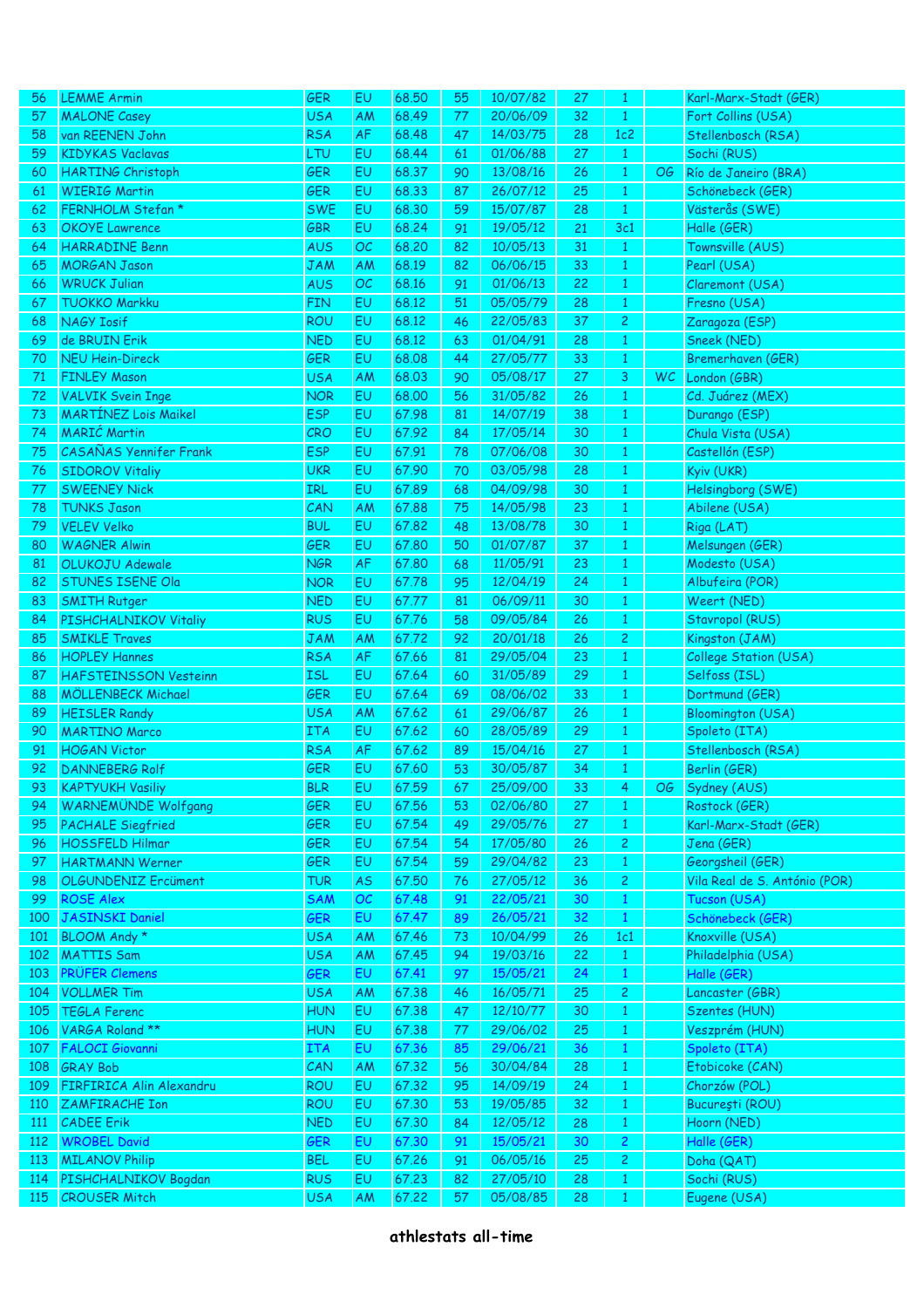| | | | | | | | | | | |
|---|---|---|---|---|---|---|---|---|---|---|
| 56 | LEMME Armin | GER | EU | 68.50 | 55 | 10/07/82 | 27 | 1 | | Karl-Marx-Stadt (GER) |
| 57 | MALONE Casey | USA | AM | 68.49 | 77 | 20/06/09 | 32 | 1 | | Fort Collins (USA) |
| 58 | van REENEN John | RSA | AF | 68.48 | 47 | 14/03/75 | 28 | 1c2 | | Stellenbosch (RSA) |
| 59 | KIDYKAS Vaclavas | LTU | EU | 68.44 | 61 | 01/06/88 | 27 | 1 | | Sochi (RUS) |
| 60 | HARTING Christoph | GER | EU | 68.37 | 90 | 13/08/16 | 26 | 1 | OG | Río de Janeiro (BRA) |
| 61 | WIERIG Martin | GER | EU | 68.33 | 87 | 26/07/12 | 25 | 1 | | Schönebeck (GER) |
| 62 | FERNHOLM Stefan * | SWE | EU | 68.30 | 59 | 15/07/87 | 28 | 1 | | Västerås (SWE) |
| 63 | OKOYE Lawrence | GBR | EU | 68.24 | 91 | 19/05/12 | 21 | 3c1 | | Halle (GER) |
| 64 | HARRADINE Benn | AUS | OC | 68.20 | 82 | 10/05/13 | 31 | 1 | | Townsville (AUS) |
| 65 | MORGAN Jason | JAM | AM | 68.19 | 82 | 06/06/15 | 33 | 1 | | Pearl (USA) |
| 66 | WRUCK Julian | AUS | OC | 68.16 | 91 | 01/06/13 | 22 | 1 | | Claremont (USA) |
| 67 | TUOKKO Markku | FIN | EU | 68.12 | 51 | 05/05/79 | 28 | 1 | | Fresno (USA) |
| 68 | NAGY Iosif | ROU | EU | 68.12 | 46 | 22/05/83 | 37 | 2 | | Zaragoza (ESP) |
| 69 | de BRUIN Erik | NED | EU | 68.12 | 63 | 01/04/91 | 28 | 1 | | Sneek (NED) |
| 70 | NEU Hein-Direck | GER | EU | 68.08 | 44 | 27/05/77 | 33 | 1 | | Bremerhaven (GER) |
| 71 | FINLEY Mason | USA | AM | 68.03 | 90 | 05/08/17 | 27 | 3 | WC | London (GBR) |
| 72 | VALVIK Svein Inge | NOR | EU | 68.00 | 56 | 31/05/82 | 26 | 1 | | Cd. Juárez (MEX) |
| 73 | MARTÍNEZ Lois Maikel | ESP | EU | 67.98 | 81 | 14/07/19 | 38 | 1 | | Durango (ESP) |
| 74 | MARIĆ Martin | CRO | EU | 67.92 | 84 | 17/05/14 | 30 | 1 | | Chula Vista (USA) |
| 75 | CASAÑAS Yennifer Frank | ESP | EU | 67.91 | 78 | 07/06/08 | 30 | 1 | | Castellón (ESP) |
| 76 | SIDOROV Vitaliy | UKR | EU | 67.90 | 70 | 03/05/98 | 28 | 1 | | Kyiv (UKR) |
| 77 | SWEENEY Nick | IRL | EU | 67.89 | 68 | 04/09/98 | 30 | 1 | | Helsingborg (SWE) |
| 78 | TUNKS Jason | CAN | AM | 67.88 | 75 | 14/05/98 | 23 | 1 | | Abilene (USA) |
| 79 | VELEV Velko | BUL | EU | 67.82 | 48 | 13/08/78 | 30 | 1 | | Riga (LAT) |
| 80 | WAGNER Alwin | GER | EU | 67.80 | 50 | 01/07/87 | 37 | 1 | | Melsungen (GER) |
| 81 | OLUKOJU Adewale | NGR | AF | 67.80 | 68 | 11/05/91 | 23 | 1 | | Modesto (USA) |
| 82 | STUNES ISENE Ola | NOR | EU | 67.78 | 95 | 12/04/19 | 24 | 1 | | Albufeira (POR) |
| 83 | SMITH Rutger | NED | EU | 67.77 | 81 | 06/09/11 | 30 | 1 | | Weert (NED) |
| 84 | PISHCHALNIKOV Vitaliy | RUS | EU | 67.76 | 58 | 09/05/84 | 26 | 1 | | Stavropol (RUS) |
| 85 | SMIKLE Traves | JAM | AM | 67.72 | 92 | 20/01/18 | 26 | 2 | | Kingston (JAM) |
| 86 | HOPLEY Hannes | RSA | AF | 67.66 | 81 | 29/05/04 | 23 | 1 | | College Station (USA) |
| 87 | HAFSTEINSSON Vesteinn | ISL | EU | 67.64 | 60 | 31/05/89 | 29 | 1 | | Selfoss (ISL) |
| 88 | MÖLLENBECK Michael | GER | EU | 67.64 | 69 | 08/06/02 | 33 | 1 | | Dortmund (GER) |
| 89 | HEISLER Randy | USA | AM | 67.62 | 61 | 29/06/87 | 26 | 1 | | Bloomington (USA) |
| 90 | MARTINO Marco | ITA | EU | 67.62 | 60 | 28/05/89 | 29 | 1 | | Spoleto (ITA) |
| 91 | HOGAN Victor | RSA | AF | 67.62 | 89 | 15/04/16 | 27 | 1 | | Stellenbosch (RSA) |
| 92 | DANNEBERG Rolf | GER | EU | 67.60 | 53 | 30/05/87 | 34 | 1 | | Berlin (GER) |
| 93 | KAPTYUKH Vasiliy | BLR | EU | 67.59 | 67 | 25/09/00 | 33 | 4 | OG | Sydney (AUS) |
| 94 | WARNEMÜNDE Wolfgang | GER | EU | 67.56 | 53 | 02/06/80 | 27 | 1 | | Rostock (GER) |
| 95 | PACHALE Siegfried | GER | EU | 67.54 | 49 | 29/05/76 | 27 | 1 | | Karl-Marx-Stadt (GER) |
| 96 | HOSSFELD Hilmar | GER | EU | 67.54 | 54 | 17/05/80 | 26 | 2 | | Jena (GER) |
| 97 | HARTMANN Werner | GER | EU | 67.54 | 59 | 29/04/82 | 23 | 1 | | Georgsheil (GER) |
| 98 | OLGUNDENIZ Ercüment | TUR | AS | 67.50 | 76 | 27/05/12 | 36 | 2 | | Vila Real de S. António (POR) |
| 99 | ROSE Alex | SAM | OC | 67.48 | 91 | 22/05/21 | 30 | 1 | | Tucson (USA) |
| 100 | JASINSKI Daniel | GER | EU | 67.47 | 89 | 26/05/21 | 32 | 1 | | Schönebeck (GER) |
| 101 | BLOOM Andy * | USA | AM | 67.46 | 73 | 10/04/99 | 26 | 1c1 | | Knoxville (USA) |
| 102 | MATTIS Sam | USA | AM | 67.45 | 94 | 19/03/16 | 22 | 1 | | Philadelphia (USA) |
| 103 | PRÜFER Clemens | GER | EU | 67.41 | 97 | 15/05/21 | 24 | 1 | | Halle (GER) |
| 104 | VOLLMER Tim | USA | AM | 67.38 | 46 | 16/05/71 | 25 | 2 | | Lancaster (GBR) |
| 105 | TEGLA Ferenc | HUN | EU | 67.38 | 47 | 12/10/77 | 30 | 1 | | Szentes (HUN) |
| 106 | VARGA Roland ** | HUN | EU | 67.38 | 77 | 29/06/02 | 25 | 1 | | Veszprém (HUN) |
| 107 | FALOCI Giovanni | ITA | EU | 67.36 | 85 | 29/06/21 | 36 | 1 | | Spoleto (ITA) |
| 108 | GRAY Bob | CAN | AM | 67.32 | 56 | 30/04/84 | 28 | 1 | | Etobicoke (CAN) |
| 109 | FIRFIRICA Alin Alexandru | ROU | EU | 67.32 | 95 | 14/09/19 | 24 | 1 | | Chorzów (POL) |
| 110 | ZAMFIRACHE Ion | ROU | EU | 67.30 | 53 | 19/05/85 | 32 | 1 | | Bucureşti (ROU) |
| 111 | CADEE Erik | NED | EU | 67.30 | 84 | 12/05/12 | 28 | 1 | | Hoorn (NED) |
| 112 | WROBEL David | GER | EU | 67.30 | 91 | 15/05/21 | 30 | 2 | | Halle (GER) |
| 113 | MILANOV Philip | BEL | EU | 67.26 | 91 | 06/05/16 | 25 | 2 | | Doha (QAT) |
| 114 | PISHCHALNIKOV Bogdan | RUS | EU | 67.23 | 82 | 27/05/10 | 28 | 1 | | Sochi (RUS) |
| 115 | CROUSER Mitch | USA | AM | 67.22 | 57 | 05/08/85 | 28 | 1 | | Eugene (USA) |

**athlestats all-time**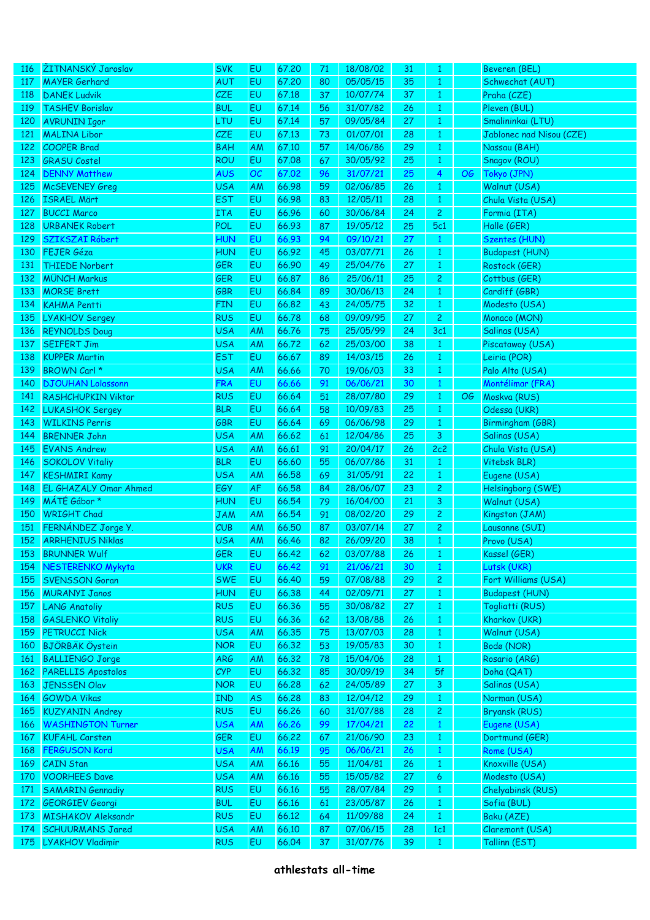| | | | | | | | | | | |
|---|---|---|---|---|---|---|---|---|---|---|
| 116 | ŽITNANSKÝ Jaroslav | SVK | EU | 67.20 | 71 | 18/08/02 | 31 | 1 | | Beveren (BEL) |
| 117 | MAYER Gerhard | AUT | EU | 67.20 | 80 | 05/05/15 | 35 | 1 | | Schwechat (AUT) |
| 118 | DANEK Ludvik | CZE | EU | 67.18 | 37 | 10/07/74 | 37 | 1 | | Praha (CZE) |
| 119 | TASHEV Borislav | BUL | EU | 67.14 | 56 | 31/07/82 | 26 | 1 | | Pleven (BUL) |
| 120 | AVRUNIN Igor | LTU | EU | 67.14 | 57 | 09/05/84 | 27 | 1 | | Smalininkai (LTU) |
| 121 | MALINA Libor | CZE | EU | 67.13 | 73 | 01/07/01 | 28 | 1 | | Jablonec nad Nisou (CZE) |
| 122 | COOPER Brad | BAH | AM | 67.10 | 57 | 14/06/86 | 29 | 1 | | Nassau (BAH) |
| 123 | GRASU Costel | ROU | EU | 67.08 | 67 | 30/05/92 | 25 | 1 | | Snagov (ROU) |
| 124 | DENNY Matthew | AUS | OC | 67.02 | 96 | 31/07/21 | 25 | 4 | OG | Tokyo (JPN) |
| 125 | McSEVENEY Greg | USA | AM | 66.98 | 59 | 02/06/85 | 26 | 1 | | Walnut (USA) |
| 126 | ISRAEL Märt | EST | EU | 66.98 | 83 | 12/05/11 | 28 | 1 | | Chula Vista (USA) |
| 127 | BUCCI Marco | ITA | EU | 66.96 | 60 | 30/06/84 | 24 | 2 | | Formia (ITA) |
| 128 | URBANEK Robert | POL | EU | 66.93 | 87 | 19/05/12 | 25 | 5c1 | | Halle (GER) |
| 129 | SZIKSZAI Róbert | HUN | EU | 66.93 | 94 | 09/10/21 | 27 | 1 | | Szentes (HUN) |
| 130 | FEJER Géza | HUN | EU | 66.92 | 45 | 03/07/71 | 26 | 1 | | Budapest (HUN) |
| 131 | THIEDE Norbert | GER | EU | 66.90 | 49 | 25/04/76 | 27 | 1 | | Rostock (GER) |
| 132 | MÜNCH Markus | GER | EU | 66.87 | 86 | 25/06/11 | 25 | 2 | | Cottbus (GER) |
| 133 | MORSE Brett | GBR | EU | 66.84 | 89 | 30/06/13 | 24 | 1 | | Cardiff (GBR) |
| 134 | KAHMA Pentti | FIN | EU | 66.82 | 43 | 24/05/75 | 32 | 1 | | Modesto (USA) |
| 135 | LYAKHOV Sergey | RUS | EU | 66.78 | 68 | 09/09/95 | 27 | 2 | | Monaco (MON) |
| 136 | REYNOLDS Doug | USA | AM | 66.76 | 75 | 25/05/99 | 24 | 3c1 | | Salinas (USA) |
| 137 | SEIFERT Jim | USA | AM | 66.72 | 62 | 25/03/00 | 38 | 1 | | Piscataway (USA) |
| 138 | KUPPER Martin | EST | EU | 66.67 | 89 | 14/03/15 | 26 | 1 | | Leiria (POR) |
| 139 | BROWN Carl * | USA | AM | 66.66 | 70 | 19/06/03 | 33 | 1 | | Palo Alto (USA) |
| 140 | DJOUHAN Lolassonn | FRA | EU | 66.66 | 91 | 06/06/21 | 30 | 1 | | Montélimar (FRA) |
| 141 | RASHCHUPKIN Viktor | RUS | EU | 66.64 | 51 | 28/07/80 | 29 | 1 | OG | Moskva (RUS) |
| 142 | LUKASHOK Sergey | BLR | EU | 66.64 | 58 | 10/09/83 | 25 | 1 | | Odessa (UKR) |
| 143 | WILKINS Perris | GBR | EU | 66.64 | 69 | 06/06/98 | 29 | 1 | | Birmingham (GBR) |
| 144 | BRENNER John | USA | AM | 66.62 | 61 | 12/04/86 | 25 | 3 | | Salinas (USA) |
| 145 | EVANS Andrew | USA | AM | 66.61 | 91 | 20/04/17 | 26 | 2c2 | | Chula Vista (USA) |
| 146 | SOKOLOV Vitaliy | BLR | EU | 66.60 | 55 | 06/07/86 | 31 | 1 | | Vitebsk BLR) |
| 147 | KESHMIRI Kamy | USA | AM | 66.58 | 69 | 31/05/91 | 22 | 1 | | Eugene (USA) |
| 148 | EL GHAZALY Omar Ahmed | EGY | AF | 66.58 | 84 | 28/06/07 | 23 | 2 | | Helsingborg (SWE) |
| 149 | MÁTÉ Gábor * | HUN | EU | 66.54 | 79 | 16/04/00 | 21 | 3 | | Walnut (USA) |
| 150 | WRIGHT Chad | JAM | AM | 66.54 | 91 | 08/02/20 | 29 | 2 | | Kingston (JAM) |
| 151 | FERNÁNDEZ Jorge Y. | CUB | AM | 66.50 | 87 | 03/07/14 | 27 | 2 | | Lausanne (SUI) |
| 152 | ARRHENIUS Niklas | USA | AM | 66.46 | 82 | 26/09/20 | 38 | 1 | | Provo (USA) |
| 153 | BRUNNER Wulf | GER | EU | 66.42 | 62 | 03/07/88 | 26 | 1 | | Kassel (GER) |
| 154 | NESTERENKO Mykyta | UKR | EU | 66.42 | 91 | 21/06/21 | 30 | 1 | | Lutsk (UKR) |
| 155 | SVENSSON Goran | SWE | EU | 66.40 | 59 | 07/08/88 | 29 | 2 | | Fort Williams (USA) |
| 156 | MURANYI Janos | HUN | EU | 66.38 | 44 | 02/09/71 | 27 | 1 | | Budapest (HUN) |
| 157 | LANG Anatoliy | RUS | EU | 66.36 | 55 | 30/08/82 | 27 | 1 | | Togliatti (RUS) |
| 158 | GASLENKO Vitaliy | RUS | EU | 66.36 | 62 | 13/08/88 | 26 | 1 | | Kharkov (UKR) |
| 159 | PETRUCCI Nick | USA | AM | 66.35 | 75 | 13/07/03 | 28 | 1 | | Walnut (USA) |
| 160 | BJÖRBÄK Öystein | NOR | EU | 66.32 | 53 | 19/05/83 | 30 | 1 | | Bodø (NOR) |
| 161 | BALLIENGO Jorge | ARG | AM | 66.32 | 78 | 15/04/06 | 28 | 1 | | Rosario (ARG) |
| 162 | PARELLIS Apostolos | CYP | EU | 66.32 | 85 | 30/09/19 | 34 | 5f | | Doha (QAT) |
| 163 | JENSSEN Olav | NOR | EU | 66.28 | 62 | 24/05/89 | 27 | 3 | | Salinas (USA) |
| 164 | GOWDA Vikas | IND | AS | 66.28 | 83 | 12/04/12 | 29 | 1 | | Norman (USA) |
| 165 | KUZYANIN Andrey | RUS | EU | 66.26 | 60 | 31/07/88 | 28 | 2 | | Bryansk (RUS) |
| 166 | WASHINGTON Turner | USA | AM | 66.26 | 99 | 17/04/21 | 22 | 1 | | Eugene (USA) |
| 167 | KUFAHL Carsten | GER | EU | 66.22 | 67 | 21/06/90 | 23 | 1 | | Dortmund (GER) |
| 168 | FERGUSON Kord | USA | AM | 66.19 | 95 | 06/06/21 | 26 | 1 | | Rome (USA) |
| 169 | CAIN Stan | USA | AM | 66.16 | 55 | 11/04/81 | 26 | 1 | | Knoxville (USA) |
| 170 | VOORHEES Dave | USA | AM | 66.16 | 55 | 15/05/82 | 27 | 6 | | Modesto (USA) |
| 171 | SAMARIN Gennadiy | RUS | EU | 66.16 | 55 | 28/07/84 | 29 | 1 | | Chelyabinsk (RUS) |
| 172 | GEORGIEV Georgi | BUL | EU | 66.16 | 61 | 23/05/87 | 26 | 1 | | Sofia (BUL) |
| 173 | MISHAKOV Aleksandr | RUS | EU | 66.12 | 64 | 11/09/88 | 24 | 1 | | Baku (AZE) |
| 174 | SCHUURMANS Jared | USA | AM | 66.10 | 87 | 07/06/15 | 28 | 1c1 | | Claremont (USA) |
| 175 | LYAKHOV Vladimir | RUS | EU | 66.04 | 37 | 31/07/76 | 39 | 1 | | Tallinn (EST) |

athlestats all-time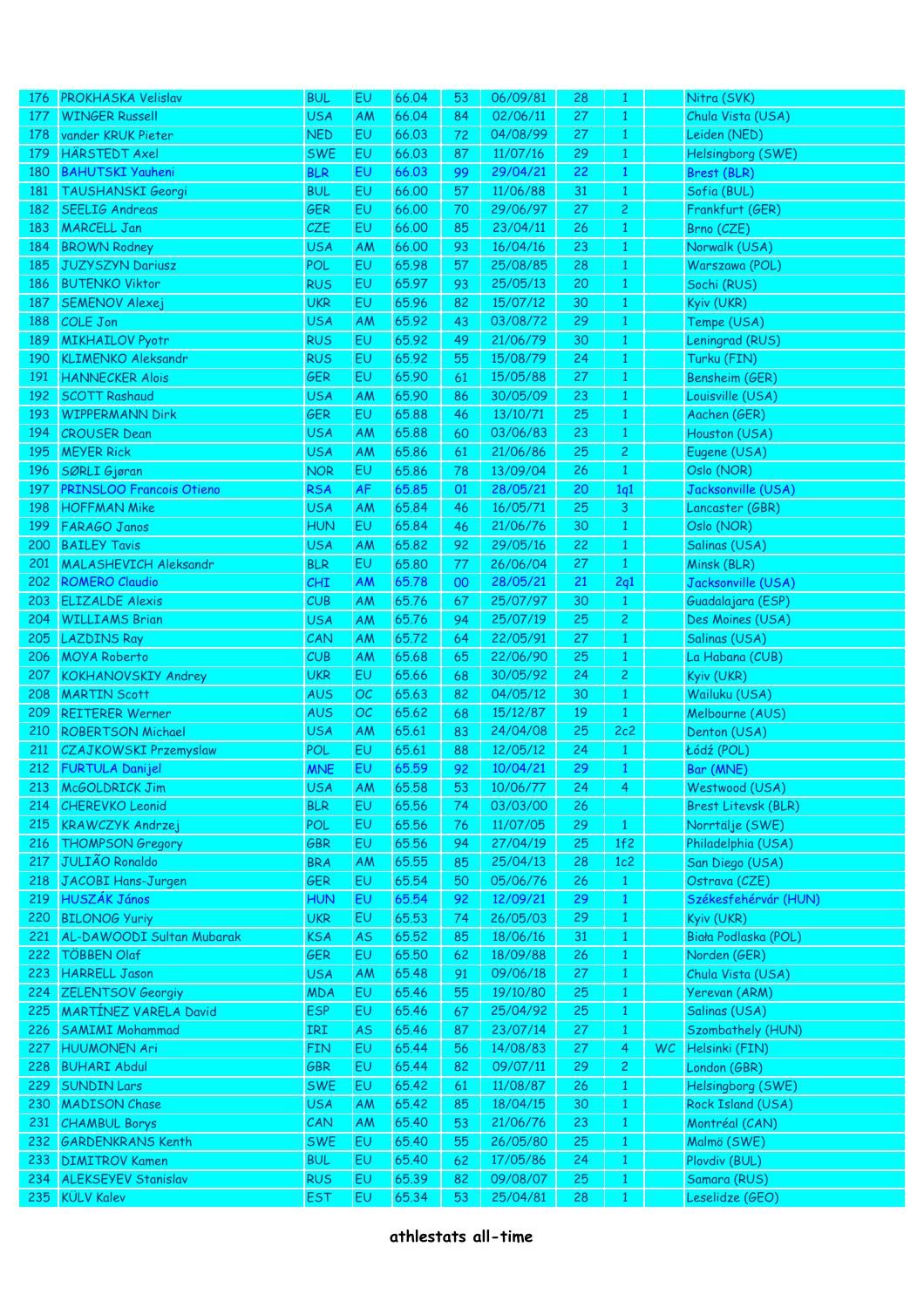| | | | | | | | | | | |
|---|---|---|---|---|---|---|---|---|---|---|
| 176 | PROKHASKA Velislav | BUL | EU | 66.04 | 53 | 06/09/81 | 28 | 1 | | Nitra (SVK) |
| 177 | WINGER Russell | USA | AM | 66.04 | 84 | 02/06/11 | 27 | 1 | | Chula Vista (USA) |
| 178 | vander KRUK Pieter | NED | EU | 66.03 | 72 | 04/08/99 | 27 | 1 | | Leiden (NED) |
| 179 | HÄRSTEDT Axel | SWE | EU | 66.03 | 87 | 11/07/16 | 29 | 1 | | Helsingborg (SWE) |
| 180 | BAHUTSKI Yauheni | BLR | EU | 66.03 | 99 | 29/04/21 | 22 | 1 | | Brest (BLR) |
| 181 | TAUSHANSKI Georgi | BUL | EU | 66.00 | 57 | 11/06/88 | 31 | 1 | | Sofia (BUL) |
| 182 | SEELIG Andreas | GER | EU | 66.00 | 70 | 29/06/97 | 27 | 2 | | Frankfurt (GER) |
| 183 | MARCELL Jan | CZE | EU | 66.00 | 85 | 23/04/11 | 26 | 1 | | Brno (CZE) |
| 184 | BROWN Rodney | USA | AM | 66.00 | 93 | 16/04/16 | 23 | 1 | | Norwalk (USA) |
| 185 | JUZYSZYN Dariusz | POL | EU | 65.98 | 57 | 25/08/85 | 28 | 1 | | Warszawa (POL) |
| 186 | BUTENKO Viktor | RUS | EU | 65.97 | 93 | 25/05/13 | 20 | 1 | | Sochi (RUS) |
| 187 | SEMENOV Alexej | UKR | EU | 65.96 | 82 | 15/07/12 | 30 | 1 | | Kyiv (UKR) |
| 188 | COLE Jon | USA | AM | 65.92 | 43 | 03/08/72 | 29 | 1 | | Tempe (USA) |
| 189 | MIKHAILOV Pyotr | RUS | EU | 65.92 | 49 | 21/06/79 | 30 | 1 | | Leningrad (RUS) |
| 190 | KLIMENKO Aleksandr | RUS | EU | 65.92 | 55 | 15/08/79 | 24 | 1 | | Turku (FIN) |
| 191 | HANNECKER Alois | GER | EU | 65.90 | 61 | 15/05/88 | 27 | 1 | | Bensheim (GER) |
| 192 | SCOTT Rashaud | USA | AM | 65.90 | 86 | 30/05/09 | 23 | 1 | | Louisville (USA) |
| 193 | WIPPERMANN Dirk | GER | EU | 65.88 | 46 | 13/10/71 | 25 | 1 | | Aachen (GER) |
| 194 | CROUSER Dean | USA | AM | 65.88 | 60 | 03/06/83 | 23 | 1 | | Houston (USA) |
| 195 | MEYER Rick | USA | AM | 65.86 | 61 | 21/06/86 | 25 | 2 | | Eugene (USA) |
| 196 | SØRLI Gjøran | NOR | EU | 65.86 | 78 | 13/09/04 | 26 | 1 | | Oslo (NOR) |
| 197 | PRINSLOO Francois Otieno | RSA | AF | 65.85 | 01 | 28/05/21 | 20 | 1q1 | | Jacksonville (USA) |
| 198 | HOFFMAN Mike | USA | AM | 65.84 | 46 | 16/05/71 | 25 | 3 | | Lancaster (GBR) |
| 199 | FARAGO Janos | HUN | EU | 65.84 | 46 | 21/06/76 | 30 | 1 | | Oslo (NOR) |
| 200 | BAILEY Tavis | USA | AM | 65.82 | 92 | 29/05/16 | 22 | 1 | | Salinas (USA) |
| 201 | MALASHEVICH Aleksandr | BLR | EU | 65.80 | 77 | 26/06/04 | 27 | 1 | | Minsk (BLR) |
| 202 | ROMERO Claudio | CHI | AM | 65.78 | 00 | 28/05/21 | 21 | 2q1 | | Jacksonville (USA) |
| 203 | ELIZALDE Alexis | CUB | AM | 65.76 | 67 | 25/07/97 | 30 | 1 | | Guadalajara (ESP) |
| 204 | WILLIAMS Brian | USA | AM | 65.76 | 94 | 25/07/19 | 25 | 2 | | Des Moines (USA) |
| 205 | LAZDINS Ray | CAN | AM | 65.72 | 64 | 22/05/91 | 27 | 1 | | Salinas (USA) |
| 206 | MOYA Roberto | CUB | AM | 65.68 | 65 | 22/06/90 | 25 | 1 | | La Habana (CUB) |
| 207 | KOKHANOVSKIY Andrey | UKR | EU | 65.66 | 68 | 30/05/92 | 24 | 2 | | Kyiv (UKR) |
| 208 | MARTIN Scott | AUS | OC | 65.63 | 82 | 04/05/12 | 30 | 1 | | Wailuku (USA) |
| 209 | REITERER Werner | AUS | OC | 65.62 | 68 | 15/12/87 | 19 | 1 | | Melbourne (AUS) |
| 210 | ROBERTSON Michael | USA | AM | 65.61 | 83 | 24/04/08 | 25 | 2c2 | | Denton (USA) |
| 211 | CZAJKOWSKI Przemyslaw | POL | EU | 65.61 | 88 | 12/05/12 | 24 | 1 | | Łódź (POL) |
| 212 | FURTULA Danijel | MNE | EU | 65.59 | 92 | 10/04/21 | 29 | 1 | | Bar (MNE) |
| 213 | McGOLDRICK Jim | USA | AM | 65.58 | 53 | 10/06/77 | 24 | 4 | | Westwood (USA) |
| 214 | CHEREVKO Leonid | BLR | EU | 65.56 | 74 | 03/03/00 | 26 | | | Brest Litevsk (BLR) |
| 215 | KRAWCZYK Andrzej | POL | EU | 65.56 | 76 | 11/07/05 | 29 | 1 | | Norrtälje (SWE) |
| 216 | THOMPSON Gregory | GBR | EU | 65.56 | 94 | 27/04/19 | 25 | 1f2 | | Philadelphia (USA) |
| 217 | JULIÃO Ronaldo | BRA | AM | 65.55 | 85 | 25/04/13 | 28 | 1c2 | | San Diego (USA) |
| 218 | JACOBI Hans-Jurgen | GER | EU | 65.54 | 50 | 05/06/76 | 26 | 1 | | Ostrava (CZE) |
| 219 | HUSZÁK János | HUN | EU | 65.54 | 92 | 12/09/21 | 29 | 1 | | Székesfehérvár (HUN) |
| 220 | BILONOG Yuriy | UKR | EU | 65.53 | 74 | 26/05/03 | 29 | 1 | | Kyiv (UKR) |
| 221 | AL-DAWOODI Sultan Mubarak | KSA | AS | 65.52 | 85 | 18/06/16 | 31 | 1 | | Biała Podlaska (POL) |
| 222 | TÖBBEN Olaf | GER | EU | 65.50 | 62 | 18/09/88 | 26 | 1 | | Norden (GER) |
| 223 | HARRELL Jason | USA | AM | 65.48 | 91 | 09/06/18 | 27 | 1 | | Chula Vista (USA) |
| 224 | ZELENTSOV Georgiy | MDA | EU | 65.46 | 55 | 19/10/80 | 25 | 1 | | Yerevan (ARM) |
| 225 | MARTÍNEZ VARELA David | ESP | EU | 65.46 | 67 | 25/04/92 | 25 | 1 | | Salinas (USA) |
| 226 | SAMIMI Mohammad | IRI | AS | 65.46 | 87 | 23/07/14 | 27 | 1 | | Szombathely (HUN) |
| 227 | HUUMONEN Ari | FIN | EU | 65.44 | 56 | 14/08/83 | 27 | 4 | WC | Helsinki (FIN) |
| 228 | BUHARI Abdul | GBR | EU | 65.44 | 82 | 09/07/11 | 29 | 2 | | London (GBR) |
| 229 | SUNDIN Lars | SWE | EU | 65.42 | 61 | 11/08/87 | 26 | 1 | | Helsingborg (SWE) |
| 230 | MADISON Chase | USA | AM | 65.42 | 85 | 18/04/15 | 30 | 1 | | Rock Island (USA) |
| 231 | CHAMBUL Borys | CAN | AM | 65.40 | 53 | 21/06/76 | 23 | 1 | | Montréal (CAN) |
| 232 | GARDENKRANS Kenth | SWE | EU | 65.40 | 55 | 26/05/80 | 25 | 1 | | Malmö (SWE) |
| 233 | DIMITROV Kamen | BUL | EU | 65.40 | 62 | 17/05/86 | 24 | 1 | | Plovdiv (BUL) |
| 234 | ALEKSEYEV Stanislav | RUS | EU | 65.39 | 82 | 09/08/07 | 25 | 1 | | Samara (RUS) |
| 235 | KÜLV Kalev | EST | EU | 65.34 | 53 | 25/04/81 | 28 | 1 | | Leselidze (GEO) |

**athlestats all-time**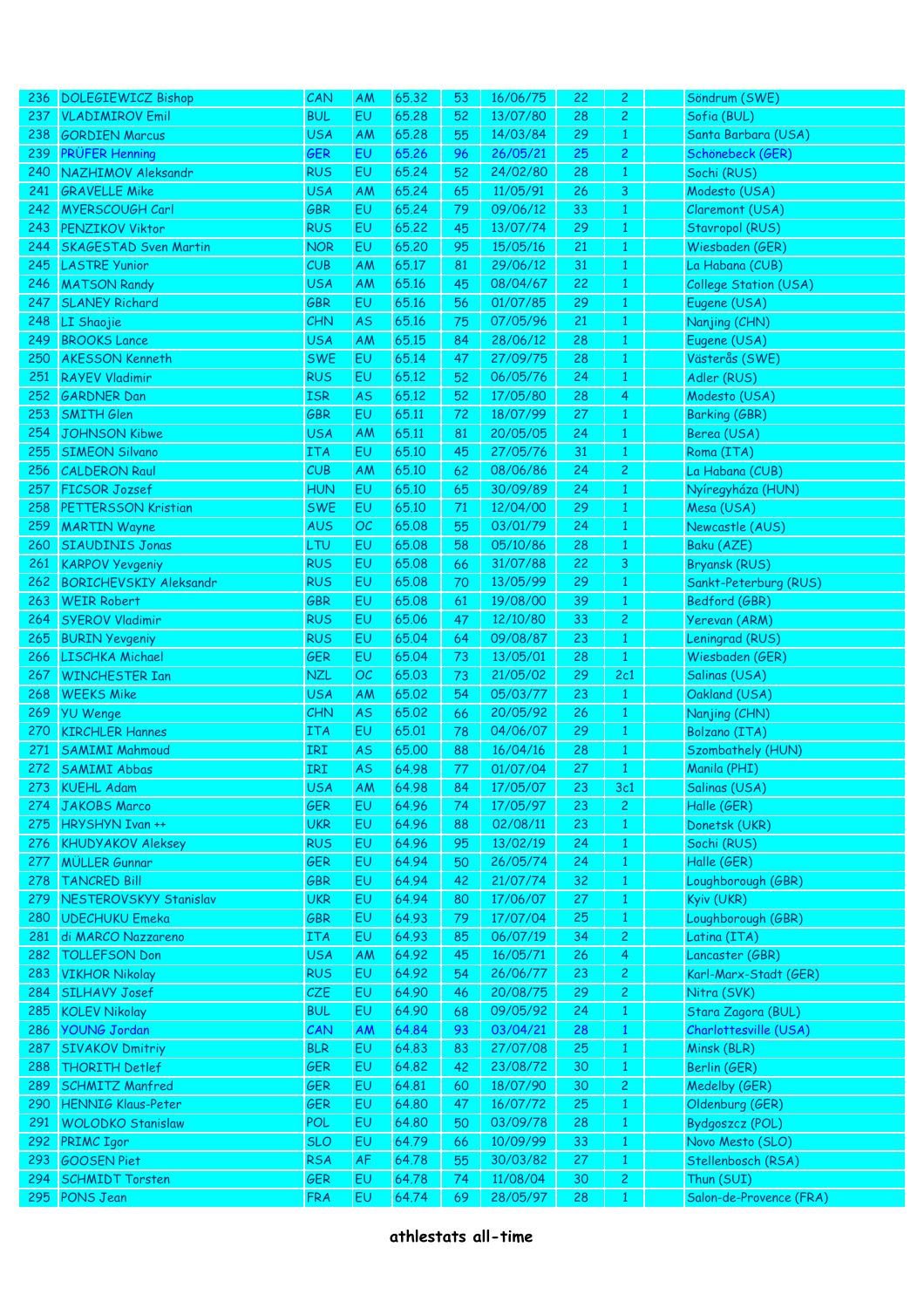| 236 | DOLEGIEWICZ Bishop | CAN | AM | 65.32 | 53 | 16/06/75 | 22 | 2 | | Söndrum (SWE) |
|---|---|---|---|---|---|---|---|---|---|---|
| 237 | VLADIMIROV Emil | BUL | EU | 65.28 | 52 | 13/07/80 | 28 | 2 | | Sofia (BUL) |
| 238 | GORDIEN Marcus | USA | AM | 65.28 | 55 | 14/03/84 | 29 | 1 | | Santa Barbara (USA) |
| 239 | PRÜFER Henning | GER | EU | 65.26 | 96 | 26/05/21 | 25 | 2 | | Schönebeck (GER) |
| 240 | NAZHIMOV Aleksandr | RUS | EU | 65.24 | 52 | 24/02/80 | 28 | 1 | | Sochi (RUS) |
| 241 | GRAVELLE Mike | USA | AM | 65.24 | 65 | 11/05/91 | 26 | 3 | | Modesto (USA) |
| 242 | MYERSCOUGH Carl | GBR | EU | 65.24 | 79 | 09/06/12 | 33 | 1 | | Claremont (USA) |
| 243 | PENZIKOV Viktor | RUS | EU | 65.22 | 45 | 13/07/74 | 29 | 1 | | Stavropol (RUS) |
| 244 | SKAGESTAD Sven Martin | NOR | EU | 65.20 | 95 | 15/05/16 | 21 | 1 | | Wiesbaden (GER) |
| 245 | LASTRE Yunior | CUB | AM | 65.17 | 81 | 29/06/12 | 31 | 1 | | La Habana (CUB) |
| 246 | MATSON Randy | USA | AM | 65.16 | 45 | 08/04/67 | 22 | 1 | | College Station (USA) |
| 247 | SLANEY Richard | GBR | EU | 65.16 | 56 | 01/07/85 | 29 | 1 | | Eugene (USA) |
| 248 | LI Shaojie | CHN | AS | 65.16 | 75 | 07/05/96 | 21 | 1 | | Nanjing (CHN) |
| 249 | BROOKS Lance | USA | AM | 65.15 | 84 | 28/06/12 | 28 | 1 | | Eugene (USA) |
| 250 | AKESSON Kenneth | SWE | EU | 65.14 | 47 | 27/09/75 | 28 | 1 | | Västerås (SWE) |
| 251 | RAYEV Vladimir | RUS | EU | 65.12 | 52 | 06/05/76 | 24 | 1 | | Adler (RUS) |
| 252 | GARDNER Dan | ISR | AS | 65.12 | 52 | 17/05/80 | 28 | 4 | | Modesto (USA) |
| 253 | SMITH Glen | GBR | EU | 65.11 | 72 | 18/07/99 | 27 | 1 | | Barking (GBR) |
| 254 | JOHNSON Kibwe | USA | AM | 65.11 | 81 | 20/05/05 | 24 | 1 | | Berea (USA) |
| 255 | SIMEON Silvano | ITA | EU | 65.10 | 45 | 27/05/76 | 31 | 1 | | Roma (ITA) |
| 256 | CALDERON Raul | CUB | AM | 65.10 | 62 | 08/06/86 | 24 | 2 | | La Habana (CUB) |
| 257 | FICSOR Jozsef | HUN | EU | 65.10 | 65 | 30/09/89 | 24 | 1 | | Nyíregyháza (HUN) |
| 258 | PETTERSSON Kristian | SWE | EU | 65.10 | 71 | 12/04/00 | 29 | 1 | | Mesa (USA) |
| 259 | MARTIN Wayne | AUS | OC | 65.08 | 55 | 03/01/79 | 24 | 1 | | Newcastle (AUS) |
| 260 | SIAUDINIS Jonas | LTU | EU | 65.08 | 58 | 05/10/86 | 28 | 1 | | Baku (AZE) |
| 261 | KARPOV Yevgeniy | RUS | EU | 65.08 | 66 | 31/07/88 | 22 | 3 | | Bryansk (RUS) |
| 262 | BORICHEVSKIY Aleksandr | RUS | EU | 65.08 | 70 | 13/05/99 | 29 | 1 | | Sankt-Peterburg (RUS) |
| 263 | WEIR Robert | GBR | EU | 65.08 | 61 | 19/08/00 | 39 | 1 | | Bedford (GBR) |
| 264 | SYEROV Vladimir | RUS | EU | 65.06 | 47 | 12/10/80 | 33 | 2 | | Yerevan (ARM) |
| 265 | BURIN Yevgeniy | RUS | EU | 65.04 | 64 | 09/08/87 | 23 | 1 | | Leningrad (RUS) |
| 266 | LISCHKA Michael | GER | EU | 65.04 | 73 | 13/05/01 | 28 | 1 | | Wiesbaden (GER) |
| 267 | WINCHESTER Ian | NZL | OC | 65.03 | 73 | 21/05/02 | 29 | 2c1 | | Salinas (USA) |
| 268 | WEEKS Mike | USA | AM | 65.02 | 54 | 05/03/77 | 23 | 1 | | Oakland (USA) |
| 269 | YU Wenge | CHN | AS | 65.02 | 66 | 20/05/92 | 26 | 1 | | Nanjing (CHN) |
| 270 | KIRCHLER Hannes | ITA | EU | 65.01 | 78 | 04/06/07 | 29 | 1 | | Bolzano (ITA) |
| 271 | SAMIMI Mahmoud | IRI | AS | 65.00 | 88 | 16/04/16 | 28 | 1 | | Szombathely (HUN) |
| 272 | SAMIMI Abbas | IRI | AS | 64.98 | 77 | 01/07/04 | 27 | 1 | | Manila (PHI) |
| 273 | KUEHL Adam | USA | AM | 64.98 | 84 | 17/05/07 | 23 | 3c1 | | Salinas (USA) |
| 274 | JAKOBS Marco | GER | EU | 64.96 | 74 | 17/05/97 | 23 | 2 | | Halle (GER) |
| 275 | HRYSHYN Ivan ++ | UKR | EU | 64.96 | 88 | 02/08/11 | 23 | 1 | | Donetsk (UKR) |
| 276 | KHUDYAKOV Aleksey | RUS | EU | 64.96 | 95 | 13/02/19 | 24 | 1 | | Sochi (RUS) |
| 277 | MÜLLER Gunnar | GER | EU | 64.94 | 50 | 26/05/74 | 24 | 1 | | Halle (GER) |
| 278 | TANCRED Bill | GBR | EU | 64.94 | 42 | 21/07/74 | 32 | 1 | | Loughborough (GBR) |
| 279 | NESTEROVSKYY Stanislav | UKR | EU | 64.94 | 80 | 17/06/07 | 27 | 1 | | Kyiv (UKR) |
| 280 | UDECHUKU Emeka | GBR | EU | 64.93 | 79 | 17/07/04 | 25 | 1 | | Loughborough (GBR) |
| 281 | di MARCO Nazzareno | ITA | EU | 64.93 | 85 | 06/07/19 | 34 | 2 | | Latina (ITA) |
| 282 | TOLLEFSON Don | USA | AM | 64.92 | 45 | 16/05/71 | 26 | 4 | | Lancaster (GBR) |
| 283 | VIKHOR Nikolay | RUS | EU | 64.92 | 54 | 26/06/77 | 23 | 2 | | Karl-Marx-Stadt (GER) |
| 284 | SILHAVY Josef | CZE | EU | 64.90 | 46 | 20/08/75 | 29 | 2 | | Nitra (SVK) |
| 285 | KOLEV Nikolay | BUL | EU | 64.90 | 68 | 09/05/92 | 24 | 1 | | Stara Zagora (BUL) |
| 286 | YOUNG Jordan | CAN | AM | 64.84 | 93 | 03/04/21 | 28 | 1 | | Charlottesville (USA) |
| 287 | SIVAKOV Dmitriy | BLR | EU | 64.83 | 83 | 27/07/08 | 25 | 1 | | Minsk (BLR) |
| 288 | THORITH Detlef | GER | EU | 64.82 | 42 | 23/08/72 | 30 | 1 | | Berlin (GER) |
| 289 | SCHMITZ Manfred | GER | EU | 64.81 | 60 | 18/07/90 | 30 | 2 | | Medelby (GER) |
| 290 | HENNIG Klaus-Peter | GER | EU | 64.80 | 47 | 16/07/72 | 25 | 1 | | Oldenburg (GER) |
| 291 | WOLODKO Stanislaw | POL | EU | 64.80 | 50 | 03/09/78 | 28 | 1 | | Bydgoszcz (POL) |
| 292 | PRIMC Igor | SLO | EU | 64.79 | 66 | 10/09/99 | 33 | 1 | | Novo Mesto (SLO) |
| 293 | GOOSEN Piet | RSA | AF | 64.78 | 55 | 30/03/82 | 27 | 1 | | Stellenbosch (RSA) |
| 294 | SCHMIDT Torsten | GER | EU | 64.78 | 74 | 11/08/04 | 30 | 2 | | Thun (SUI) |
| 295 | PONS Jean | FRA | EU | 64.74 | 69 | 28/05/97 | 28 | 1 | | Salon-de-Provence (FRA) |

**athlestats all-time**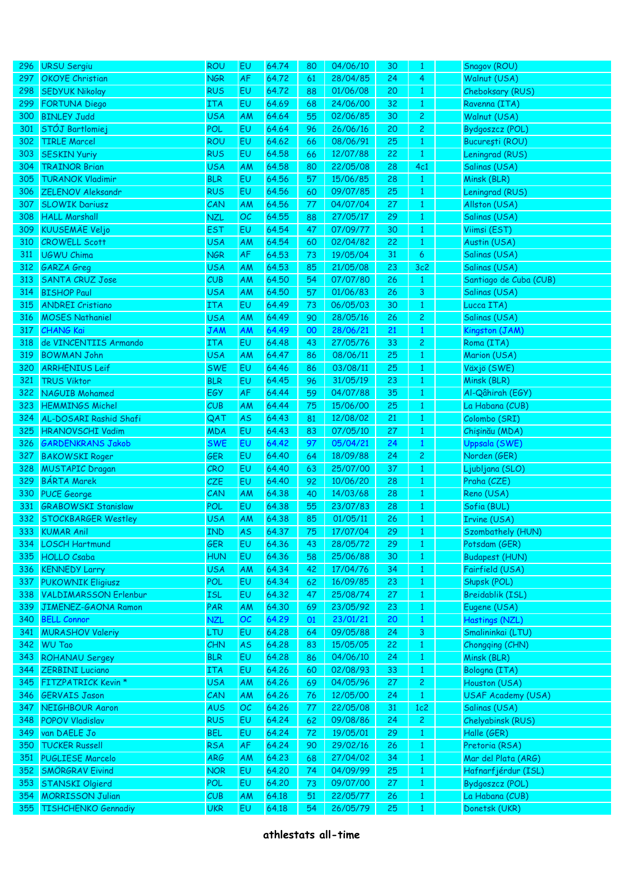| 296 | URSU Sergiu | ROU | EU | 64.74 | 80 | 04/06/10 | 30 | 1 | | Snagov (ROU) |
|---|---|---|---|---|---|---|---|---|---|---|
| 297 | OKOYE Christian | NGR | AF | 64.72 | 61 | 28/04/85 | 24 | 4 | | Walnut (USA) |
| 298 | SEDYUK Nikolay | RUS | EU | 64.72 | 88 | 01/06/08 | 20 | 1 | | Cheboksary (RUS) |
| 299 | FORTUNA Diego | ITA | EU | 64.69 | 68 | 24/06/00 | 32 | 1 | | Ravenna (ITA) |
| 300 | BINLEY Judd | USA | AM | 64.64 | 55 | 02/06/85 | 30 | 2 | | Walnut (USA) |
| 301 | STÓJ Bartlomiej | POL | EU | 64.64 | 96 | 26/06/16 | 20 | 2 | | Bydgoszcz (POL) |
| 302 | TIRLE Marcel | ROU | EU | 64.62 | 66 | 08/06/91 | 25 | 1 | | Bucureşti (ROU) |
| 303 | SESKIN Yuriy | RUS | EU | 64.58 | 66 | 12/07/88 | 22 | 1 | | Leningrad (RUS) |
| 304 | TRAINOR Brian | USA | AM | 64.58 | 80 | 22/05/08 | 28 | 4c1 | | Salinas (USA) |
| 305 | TURANOK Vladimir | BLR | EU | 64.56 | 57 | 15/06/85 | 28 | 1 | | Minsk (BLR) |
| 306 | ZELENOV Aleksandr | RUS | EU | 64.56 | 60 | 09/07/85 | 25 | 1 | | Leningrad (RUS) |
| 307 | SLOWIK Dariusz | CAN | AM | 64.56 | 77 | 04/07/04 | 27 | 1 | | Allston (USA) |
| 308 | HALL Marshall | NZL | OC | 64.55 | 88 | 27/05/17 | 29 | 1 | | Salinas (USA) |
| 309 | KUUSEMÄE Veljo | EST | EU | 64.54 | 47 | 07/09/77 | 30 | 1 | | Viimsi (EST) |
| 310 | CROWELL Scott | USA | AM | 64.54 | 60 | 02/04/82 | 22 | 1 | | Austin (USA) |
| 311 | UGWU Chima | NGR | AF | 64.53 | 73 | 19/05/04 | 31 | 6 | | Salinas (USA) |
| 312 | GARZA Greg | USA | AM | 64.53 | 85 | 21/05/08 | 23 | 3c2 | | Salinas (USA) |
| 313 | SANTA CRUZ Jose | CUB | AM | 64.50 | 54 | 07/07/80 | 26 | 1 | | Santiago de Cuba (CUB) |
| 314 | BISHOP Paul | USA | AM | 64.50 | 57 | 01/06/83 | 26 | 3 | | Salinas (USA) |
| 315 | ANDREI Cristiano | ITA | EU | 64.49 | 73 | 06/05/03 | 30 | 1 | | Lucca ITA) |
| 316 | MOSES Nathaniel | USA | AM | 64.49 | 90 | 28/05/16 | 26 | 2 | | Salinas (USA) |
| 317 | CHANG Kai | JAM | AM | 64.49 | 00 | 28/06/21 | 21 | 1 | | Kingston (JAM) |
| 318 | de VINCENTIIS Armando | ITA | EU | 64.48 | 43 | 27/05/76 | 33 | 2 | | Roma (ITA) |
| 319 | BOWMAN John | USA | AM | 64.47 | 86 | 08/06/11 | 25 | 1 | | Marion (USA) |
| 320 | ARRHENIUS Leif | SWE | EU | 64.46 | 86 | 03/08/11 | 25 | 1 | | Växjö (SWE) |
| 321 | TRUS Viktor | BLR | EU | 64.45 | 96 | 31/05/19 | 23 | 1 | | Minsk (BLR) |
| 322 | NAGUIB Mohamed | EGY | AF | 64.44 | 59 | 04/07/88 | 35 | 1 | | Al-Qâhirah (EGY) |
| 323 | HEMMINGS Michel | CUB | AM | 64.44 | 75 | 15/06/00 | 25 | 1 | | La Habana (CUB) |
| 324 | AL-DOSARI Rashid Shafi | QAT | AS | 64.43 | 81 | 12/08/02 | 21 | 1 | | Colombo (SRI) |
| 325 | HRANOVSCHI Vadim | MDA | EU | 64.43 | 83 | 07/05/10 | 27 | 1 | | Chişinău (MDA) |
| 326 | GARDENKRANS Jakob | SWE | EU | 64.42 | 97 | 05/04/21 | 24 | 1 | | Uppsala (SWE) |
| 327 | BAKOWSKI Roger | GER | EU | 64.40 | 64 | 18/09/88 | 24 | 2 | | Norden (GER) |
| 328 | MUSTAPIC Dragan | CRO | EU | 64.40 | 63 | 25/07/00 | 37 | 1 | | Ljubljana (SLO) |
| 329 | BÁRTA Marek | CZE | EU | 64.40 | 92 | 10/06/20 | 28 | 1 | | Praha (CZE) |
| 330 | PUCE George | CAN | AM | 64.38 | 40 | 14/03/68 | 28 | 1 | | Reno (USA) |
| 331 | GRABOWSKI Stanislaw | POL | EU | 64.38 | 55 | 23/07/83 | 28 | 1 | | Sofia (BUL) |
| 332 | STOCKBARGER Westley | USA | AM | 64.38 | 85 | 01/05/11 | 26 | 1 | | Irvine (USA) |
| 333 | KUMAR Anil | IND | AS | 64.37 | 75 | 17/07/04 | 29 | 1 | | Szombathely (HUN) |
| 334 | LOSCH Hartmund | GER | EU | 64.36 | 43 | 28/05/72 | 29 | 1 | | Potsdam (GER) |
| 335 | HOLLO Csaba | HUN | EU | 64.36 | 58 | 25/06/88 | 30 | 1 | | Budapest (HUN) |
| 336 | KENNEDY Larry | USA | AM | 64.34 | 42 | 17/04/76 | 34 | 1 | | Fairfield (USA) |
| 337 | PUKOWNIK Eligiusz | POL | EU | 64.34 | 62 | 16/09/85 | 23 | 1 | | Słupsk (POL) |
| 338 | VALDIMARSSON Erlenbur | ISL | EU | 64.32 | 47 | 25/08/74 | 27 | 1 | | Breidablik (ISL) |
| 339 | JIMENEZ-GAONA Ramon | PAR | AM | 64.30 | 69 | 23/05/92 | 23 | 1 | | Eugene (USA) |
| 340 | BELL Connor | NZL | OC | 64.29 | 01 | 23/01/21 | 20 | 1 | | Hastings (NZL) |
| 341 | MURASHOV Valeriy | LTU | EU | 64.28 | 64 | 09/05/88 | 24 | 3 | | Smalininkai (LTU) |
| 342 | WU Tao | CHN | AS | 64.28 | 83 | 15/05/05 | 22 | 1 | | Chongqing (CHN) |
| 343 | ROHANAU Sergey | BLR | EU | 64.28 | 86 | 04/06/10 | 24 | 1 | | Minsk (BLR) |
| 344 | ZERBINI Luciano | ITA | EU | 64.26 | 60 | 02/08/93 | 33 | 1 | | Bologna (ITA) |
| 345 | FITZPATRICK Kevin * | USA | AM | 64.26 | 69 | 04/05/96 | 27 | 2 | | Houston (USA) |
| 346 | GERVAIS Jason | CAN | AM | 64.26 | 76 | 12/05/00 | 24 | 1 | | USAF Academy (USA) |
| 347 | NEIGHBOUR Aaron | AUS | OC | 64.26 | 77 | 22/05/08 | 31 | 1c2 | | Salinas (USA) |
| 348 | POPOV Vladislav | RUS | EU | 64.24 | 62 | 09/08/86 | 24 | 2 | | Chelyabinsk (RUS) |
| 349 | van DAELE Jo | BEL | EU | 64.24 | 72 | 19/05/01 | 29 | 1 | | Halle (GER) |
| 350 | TUCKER Russell | RSA | AF | 64.24 | 90 | 29/02/16 | 26 | 1 | | Pretoria (RSA) |
| 351 | PUGLIESE Marcelo | ARG | AM | 64.23 | 68 | 27/04/02 | 34 | 1 | | Mar del Plata (ARG) |
| 352 | SMØRGRAV Eivind | NOR | EU | 64.20 | 74 | 04/09/99 | 25 | 1 | | Hafnarfjérdur (ISL) |
| 353 | STANSKI Olgierd | POL | EU | 64.20 | 73 | 09/07/00 | 27 | 1 | | Bydgoszcz (POL) |
| 354 | MORRISSON Julian | CUB | AM | 64.18 | 51 | 22/05/77 | 26 | 1 | | La Habana (CUB) |
| 355 | TISHCHENKO Gennadiy | UKR | EU | 64.18 | 54 | 26/05/79 | 25 | 1 | | Donetsk (UKR) |

**athlestats all-time**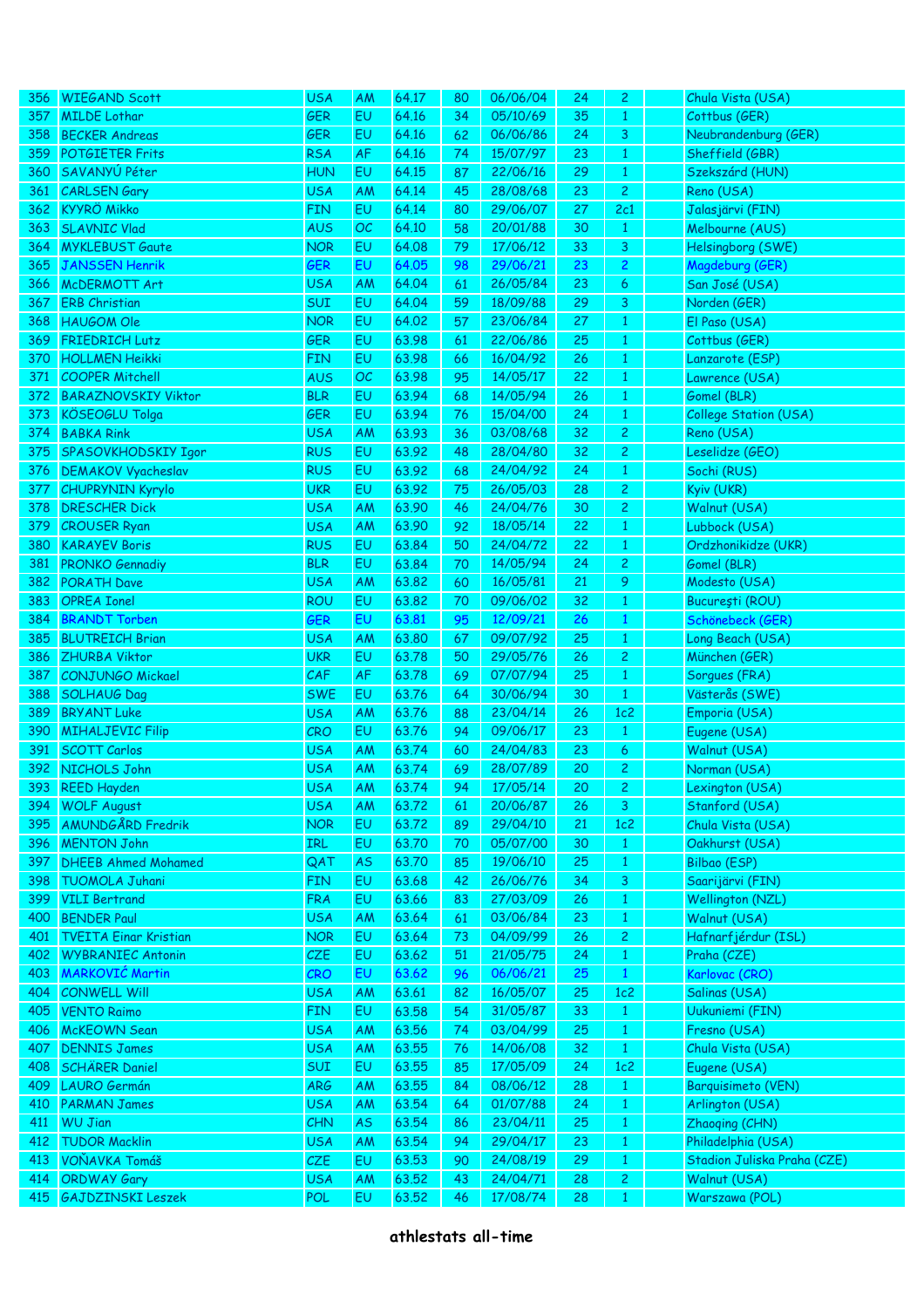| 356 | WIEGAND Scott | USA | AM | 64.17 | 80 | 06/06/04 | 24 | 2 | | Chula Vista (USA) |
|---|---|---|---|---|---|---|---|---|---|---|
| 357 | MILDE Lothar | GER | EU | 64.16 | 34 | 05/10/69 | 35 | 1 | | Cottbus (GER) |
| 358 | BECKER Andreas | GER | EU | 64.16 | 62 | 06/06/86 | 24 | 3 | | Neubrandenburg (GER) |
| 359 | POTGIETER Frits | RSA | AF | 64.16 | 74 | 15/07/97 | 23 | 1 | | Sheffield (GBR) |
| 360 | SAVANYÚ Péter | HUN | EU | 64.15 | 87 | 22/06/16 | 29 | 1 | | Szekszárd (HUN) |
| 361 | CARLSEN Gary | USA | AM | 64.14 | 45 | 28/08/68 | 23 | 2 | | Reno (USA) |
| 362 | KYYRÖ Mikko | FIN | EU | 64.14 | 80 | 29/06/07 | 27 | 2c1 | | Jalasjärvi (FIN) |
| 363 | SLAVNIC Vlad | AUS | OC | 64.10 | 58 | 20/01/88 | 30 | 1 | | Melbourne (AUS) |
| 364 | MYKLEBUST Gaute | NOR | EU | 64.08 | 79 | 17/06/12 | 33 | 3 | | Helsingborg (SWE) |
| 365 | JANSSEN Henrik | GER | EU | 64.05 | 98 | 29/06/21 | 23 | 2 | | Magdeburg (GER) |
| 366 | McDERMOTT Art | USA | AM | 64.04 | 61 | 26/05/84 | 23 | 6 | | San José (USA) |
| 367 | ERB Christian | SUI | EU | 64.04 | 59 | 18/09/88 | 29 | 3 | | Norden (GER) |
| 368 | HAUGOM Ole | NOR | EU | 64.02 | 57 | 23/06/84 | 27 | 1 | | El Paso (USA) |
| 369 | FRIEDRICH Lutz | GER | EU | 63.98 | 61 | 22/06/86 | 25 | 1 | | Cottbus (GER) |
| 370 | HOLLMEN Heikki | FIN | EU | 63.98 | 66 | 16/04/92 | 26 | 1 | | Lanzarote (ESP) |
| 371 | COOPER Mitchell | AUS | OC | 63.98 | 95 | 14/05/17 | 22 | 1 | | Lawrence (USA) |
| 372 | BARAZNOVSKIY Viktor | BLR | EU | 63.94 | 68 | 14/05/94 | 26 | 1 | | Gomel (BLR) |
| 373 | KÖSEOGLU Tolga | GER | EU | 63.94 | 76 | 15/04/00 | 24 | 1 | | College Station (USA) |
| 374 | BABKA Rink | USA | AM | 63.93 | 36 | 03/08/68 | 32 | 2 | | Reno (USA) |
| 375 | SPASOVKHODSKIY Igor | RUS | EU | 63.92 | 48 | 28/04/80 | 32 | 2 | | Leselidze (GEO) |
| 376 | DEMAKOV Vyacheslav | RUS | EU | 63.92 | 68 | 24/04/92 | 24 | 1 | | Sochi (RUS) |
| 377 | CHUPRYNIN Kyrylo | UKR | EU | 63.92 | 75 | 26/05/03 | 28 | 2 | | Kyiv (UKR) |
| 378 | DRESCHER Dick | USA | AM | 63.90 | 46 | 24/04/76 | 30 | 2 | | Walnut (USA) |
| 379 | CROUSER Ryan | USA | AM | 63.90 | 92 | 18/05/14 | 22 | 1 | | Lubbock (USA) |
| 380 | KARAYEV Boris | RUS | EU | 63.84 | 50 | 14/04/72 | 22 | 1 | | Ordzhonikidze (UKR) |
| 381 | PRONKO Gennadiy | BLR | EU | 63.84 | 70 | 14/05/94 | 24 | 2 | | Gomel (BLR) |
| 382 | PORATH Dave | USA | AM | 63.82 | 60 | 16/05/81 | 21 | 9 | | Modesto (USA) |
| 383 | OPREA Ionel | ROU | EU | 63.82 | 70 | 09/06/02 | 32 | 1 | | Bucureşti (ROU) |
| 384 | BRANDT Torben | GER | EU | 63.81 | 95 | 12/09/21 | 26 | 1 | | Schönebeck (GER) |
| 385 | BLUTREICH Brian | USA | AM | 63.80 | 67 | 09/07/92 | 25 | 1 | | Long Beach (USA) |
| 386 | ZHURBA Viktor | UKR | EU | 63.78 | 50 | 29/05/76 | 26 | 2 | | München (GER) |
| 387 | CONJUNGO Mickael | CAF | AF | 63.78 | 69 | 07/07/94 | 25 | 1 | | Sorgues (FRA) |
| 388 | SOLHAUG Dag | SWE | EU | 63.76 | 64 | 30/06/94 | 30 | 1 | | Västerås (SWE) |
| 389 | BRYANT Luke | USA | AM | 63.76 | 88 | 23/04/14 | 26 | 1c2 | | Emporia (USA) |
| 390 | MIHALJEVIC Filip | CRO | EU | 63.76 | 94 | 09/06/17 | 23 | 1 | | Eugene (USA) |
| 391 | SCOTT Carlos | USA | AM | 63.74 | 60 | 24/04/83 | 23 | 6 | | Walnut (USA) |
| 392 | NICHOLS John | USA | AM | 63.74 | 69 | 28/07/89 | 20 | 2 | | Norman (USA) |
| 393 | REED Hayden | USA | AM | 63.74 | 94 | 17/05/14 | 20 | 2 | | Lexington (USA) |
| 394 | WOLF August | USA | AM | 63.72 | 61 | 20/06/87 | 26 | 3 | | Stanford (USA) |
| 395 | AMUNDGÅRD Fredrik | NOR | EU | 63.72 | 89 | 29/04/10 | 21 | 1c2 | | Chula Vista (USA) |
| 396 | MENTON John | IRL | EU | 63.70 | 70 | 05/07/00 | 30 | 1 | | Oakhurst (USA) |
| 397 | DHEEB Ahmed Mohamed | QAT | AS | 63.70 | 85 | 19/06/10 | 25 | 1 | | Bilbao (ESP) |
| 398 | TUOMOLA Juhani | FIN | EU | 63.68 | 42 | 26/06/76 | 34 | 3 | | Saarijärvi (FIN) |
| 399 | VILI Bertrand | FRA | EU | 63.66 | 83 | 27/03/09 | 26 | 1 | | Wellington (NZL) |
| 400 | BENDER Paul | USA | AM | 63.64 | 61 | 03/06/84 | 23 | 1 | | Walnut (USA) |
| 401 | TVEITA Einar Kristian | NOR | EU | 63.64 | 73 | 04/09/99 | 26 | 2 | | Hafnarfjérdur (ISL) |
| 402 | WYBRANIEC Antonin | CZE | EU | 63.62 | 51 | 21/05/75 | 24 | 1 | | Praha (CZE) |
| 403 | MARKOVIĆ Martin | CRO | EU | 63.62 | 96 | 06/06/21 | 25 | 1 | | Karlovac (CRO) |
| 404 | CONWELL Will | USA | AM | 63.61 | 82 | 16/05/07 | 25 | 1c2 | | Salinas (USA) |
| 405 | VENTO Raimo | FIN | EU | 63.58 | 54 | 31/05/87 | 33 | 1 | | Uukuniemi (FIN) |
| 406 | McKEOWN Sean | USA | AM | 63.56 | 74 | 03/04/99 | 25 | 1 | | Fresno (USA) |
| 407 | DENNIS James | USA | AM | 63.55 | 76 | 14/06/08 | 32 | 1 | | Chula Vista (USA) |
| 408 | SCHÄRER Daniel | SUI | EU | 63.55 | 85 | 17/05/09 | 24 | 1c2 | | Eugene (USA) |
| 409 | LAURO Germán | ARG | AM | 63.55 | 84 | 08/06/12 | 28 | 1 | | Barquisimeto (VEN) |
| 410 | PARMAN James | USA | AM | 63.54 | 64 | 01/07/88 | 24 | 1 | | Arlington (USA) |
| 411 | WU Jian | CHN | AS | 63.54 | 86 | 23/04/11 | 25 | 1 | | Zhaoqing (CHN) |
| 412 | TUDOR Macklin | USA | AM | 63.54 | 94 | 29/04/17 | 23 | 1 | | Philadelphia (USA) |
| 413 | VOŇAVKA Tomáš | CZE | EU | 63.53 | 90 | 24/08/19 | 29 | 1 | | Stadion Juliska Praha (CZE) |
| 414 | ORDWAY Gary | USA | AM | 63.52 | 43 | 24/04/71 | 28 | 2 | | Walnut (USA) |
| 415 | GAJDZINSKI Leszek | POL | EU | 63.52 | 46 | 17/08/74 | 28 | 1 | | Warszawa (POL) |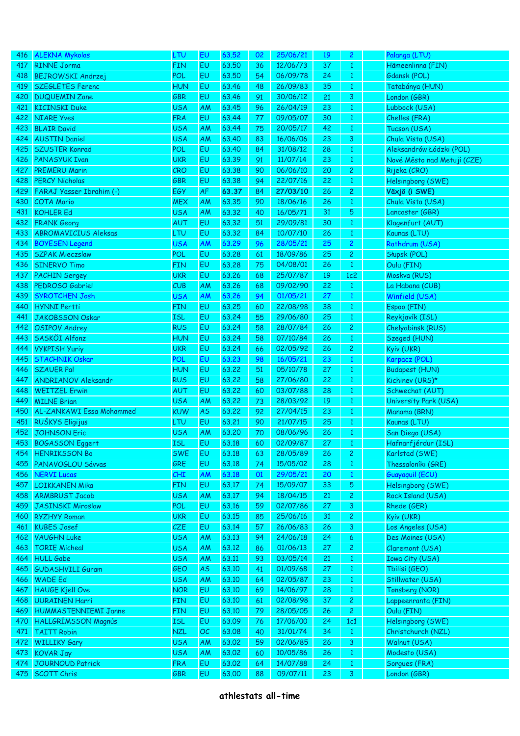| 416 | ALEKNA Mykolas | LTU | EU | 63.52 | 02 | 25/06/21 | 19 | 2 | | Palanga (LTU) |
|---|---|---|---|---|---|---|---|---|---|---|
| 417 | RINNE Jorma | FIN | EU | 63.50 | 36 | 12/06/73 | 37 | 1 | | Hämeenlinna (FIN) |
| 418 | BEJROWSKI Andrzej | POL | EU | 63.50 | 54 | 06/09/78 | 24 | 1 | | Gdansk (POL) |
| 419 | SZEGLETES Ferenc | HUN | EU | 63.46 | 48 | 26/09/83 | 35 | 1 | | Tatabánya (HUN) |
| 420 | DUQUEMIN Zane | GBR | EU | 63.46 | 91 | 30/06/12 | 21 | 3 | | London (GBR) |
| 421 | KICINSKI Duke | USA | AM | 63.45 | 96 | 26/04/19 | 23 | 1 | | Lubbock (USA) |
| 422 | NIARE Yves | FRA | EU | 63.44 | 77 | 09/05/07 | 30 | 1 | | Chelles (FRA) |
| 423 | BLAIR David | USA | AM | 63.44 | 75 | 20/05/17 | 42 | 1 | | Tucson (USA) |
| 424 | AUSTIN Daniel | USA | AM | 63.40 | 83 | 16/06/06 | 23 | 3 | | Chula Vista (USA) |
| 425 | SZUSTER Konrad | POL | EU | 63.40 | 84 | 31/08/12 | 28 | 1 | | Aleksandrów Łódzki (POL) |
| 426 | PANASYUK Ivan | UKR | EU | 63.39 | 91 | 11/07/14 | 23 | 1 | | Nové Město nad Metují (CZE) |
| 427 | PREMERU Marin | CRO | EU | 63.38 | 90 | 06/06/10 | 20 | 2 | | Rijeka (CRO) |
| 428 | PERCY Nicholas | GBR | EU | 63.38 | 94 | 22/07/16 | 22 | 1 | | Helsingborg (SWE) |
| 429 | FARAJ Yasser Ibrahim (-) | EGY | AF | **63.37** | 84 | **27/03/10** | 26 | **2** | | **Växjö (i SWE)** |
| 430 | COTA Mario | MEX | AM | 63.35 | 90 | 18/06/16 | 26 | 1 | | Chula Vista (USA) |
| 431 | KOHLER Ed | USA | AM | 63.32 | 40 | 16/05/71 | 31 | 5 | | Lancaster (GBR) |
| 432 | FRANK Georg | AUT | EU | 63.32 | 51 | 29/09/81 | 30 | 1 | | Klagenfurt (AUT) |
| 433 | ABROMAVICIUS Aleksas | LTU | EU | 63.32 | 84 | 10/07/10 | 26 | 1 | | Kaunas (LTU) |
| 434 | BOYESEN Legend | USA | AM | 63.29 | 96 | 28/05/21 | 25 | 2 | | Rathdrum (USA) |
| 435 | SZPAK Mieczslaw | POL | EU | 63.28 | 61 | 18/09/86 | 25 | 2 | | Słupsk (POL) |
| 436 | SINERVO Timo | FIN | EU | 63.28 | 75 | 04/08/01 | 26 | 1 | | Oulu (FIN) |
| 437 | PACHIN Sergey | UKR | EU | 63.26 | 68 | 25/07/87 | 19 | 1c2 | | Moskva (RUS) |
| 438 | PEDROSO Gabriel | CUB | AM | 63.26 | 68 | 09/02/90 | 22 | 1 | | La Habana (CUB) |
| 439 | SYROTCHEN Josh | USA | AM | 63.26 | 94 | 01/05/21 | 27 | 1 | | Winfield (USA) |
| 440 | HYNNI Pertti | FIN | EU | 63.25 | 60 | 22/08/98 | 38 | 1 | | Espoo (FIN) |
| 441 | JAKOBSSON Oskar | ISL | EU | 63.24 | 55 | 29/06/80 | 25 | 1 | | Reykjavík (ISL) |
| 442 | OSIPOV Andrey | RUS | EU | 63.24 | 58 | 28/07/84 | 26 | 2 | | Chelyabinsk (RUS) |
| 443 | SASKÖI Alfonz | HUN | EU | 63.24 | 58 | 07/10/84 | 26 | 1 | | Szeged (HUN) |
| 444 | VYKPISH Yuriy | UKR | EU | 63.24 | 66 | 02/05/92 | 26 | 2 | | Kyiv (UKR) |
| 445 | STACHNIK Oskar | POL | EU | 63.23 | 98 | 16/05/21 | 23 | 1 | | Karpacz (POL) |
| 446 | SZAUER Pal | HUN | EU | 63.22 | 51 | 05/10/78 | 27 | 1 | | Budapest (HUN) |
| 447 | ANDRIANOV Aleksandr | RUS | EU | 63.22 | 58 | 27/06/80 | 22 | 1 | | Kichinev (URS)* |
| 448 | WEITZEL Erwin | AUT | EU | 63.22 | 60 | 03/07/88 | 28 | 1 | | Schwechat (AUT) |
| 449 | MILNE Brian | USA | AM | 63.22 | 73 | 28/03/92 | 19 | 1 | | University Park (USA) |
| 450 | AL-ZANKAWI Essa Mohammed | KUW | AS | 63.22 | 92 | 27/04/15 | 23 | 1 | | Manama (BRN) |
| 451 | RUŠKYS Eligijus | LTU | EU | 63.21 | 90 | 21/07/15 | 25 | 1 | | Kaunas (LTU) |
| 452 | JOHNSON Eric | USA | AM | 63.20 | 70 | 08/06/96 | 26 | 1 | | San Diego (USA) |
| 453 | BOGASSON Eggert | ISL | EU | 63.18 | 60 | 02/09/87 | 27 | 1 | | Hafnarfjérdur (ISL) |
| 454 | HENRIKSSON Bo | SWE | EU | 63.18 | 63 | 28/05/89 | 26 | 2 | | Karlstad (SWE) |
| 455 | PANAVOGLOU Sávvas | GRE | EU | 63.18 | 74 | 15/05/02 | 28 | 1 | | Thessaloníki (GRE) |
| 456 | NERVI Lucas | CHI | AM | 63.18 | 01 | 29/05/21 | 20 | 1 | | Guayaquil (ECU) |
| 457 | LOIKKANEN Mika | FIN | EU | 63.17 | 74 | 15/09/07 | 33 | 5 | | Helsingborg (SWE) |
| 458 | ARMBRUST Jacob | USA | AM | 63.17 | 94 | 18/04/15 | 21 | 2 | | Rock Island (USA) |
| 459 | JASINSKI Miroslaw | POL | EU | 63.16 | 59 | 02/07/86 | 27 | 3 | | Rhede (GER) |
| 460 | RYZHYY Roman | UKR | EU | 63.15 | 85 | 25/06/16 | 31 | 2 | | Kyiv (UKR) |
| 461 | KUBES Josef | CZE | EU | 63.14 | 57 | 26/06/83 | 26 | 3 | | Los Angeles (USA) |
| 462 | VAUGHN Luke | USA | AM | 63.13 | 94 | 24/06/18 | 24 | 6 | | Des Moines (USA) |
| 463 | TORIE Micheal | USA | AM | 63.12 | 86 | 01/06/13 | 27 | 2 | | Claremont (USA) |
| 464 | HULL Gabe | USA | AM | 63.11 | 93 | 03/05/14 | 21 | 1 | | Iowa City (USA) |
| 465 | GUDASHVILI Guram | GEO | AS | 63.10 | 41 | 01/09/68 | 27 | 1 | | Tbilisi (GEO) |
| 466 | WADE Ed | USA | AM | 63.10 | 64 | 02/05/87 | 23 | 1 | | Stillwater (USA) |
| 467 | HAUGE Kjell Ove | NOR | EU | 63.10 | 69 | 14/06/97 | 28 | 1 | | Tønsberg (NOR) |
| 468 | UURAINEN Harri | FIN | EU | 63.10 | 61 | 02/08/98 | 37 | 2 | | Lappeenranta (FIN) |
| 469 | HUMMASTENNIEMI Janne | FIN | EU | 63.10 | 79 | 28/05/05 | 26 | 2 | | Oulu (FIN) |
| 470 | HALLGRÍMSSON Magnús | ISL | EU | 63.09 | 76 | 17/06/00 | 24 | 1c1 | | Helsingborg (SWE) |
| 471 | TAITT Robin | NZL | OC | 63.08 | 40 | 31/01/74 | 34 | 1 | | Christchurch (NZL) |
| 472 | WILLIKY Gary | USA | AM | 63.02 | 59 | 02/06/85 | 26 | 3 | | Walnut (USA) |
| 473 | KOVAR Jay | USA | AM | 63.02 | 60 | 10/05/86 | 26 | 1 | | Modesto (USA) |
| 474 | JOURNOUD Patrick | FRA | EU | 63.02 | 64 | 14/07/88 | 24 | 1 | | Sorgues (FRA) |
| 475 | SCOTT Chris | GBR | EU | 63.00 | 88 | 09/07/11 | 23 | 3 | | London (GBR) |

**athlestats all-time**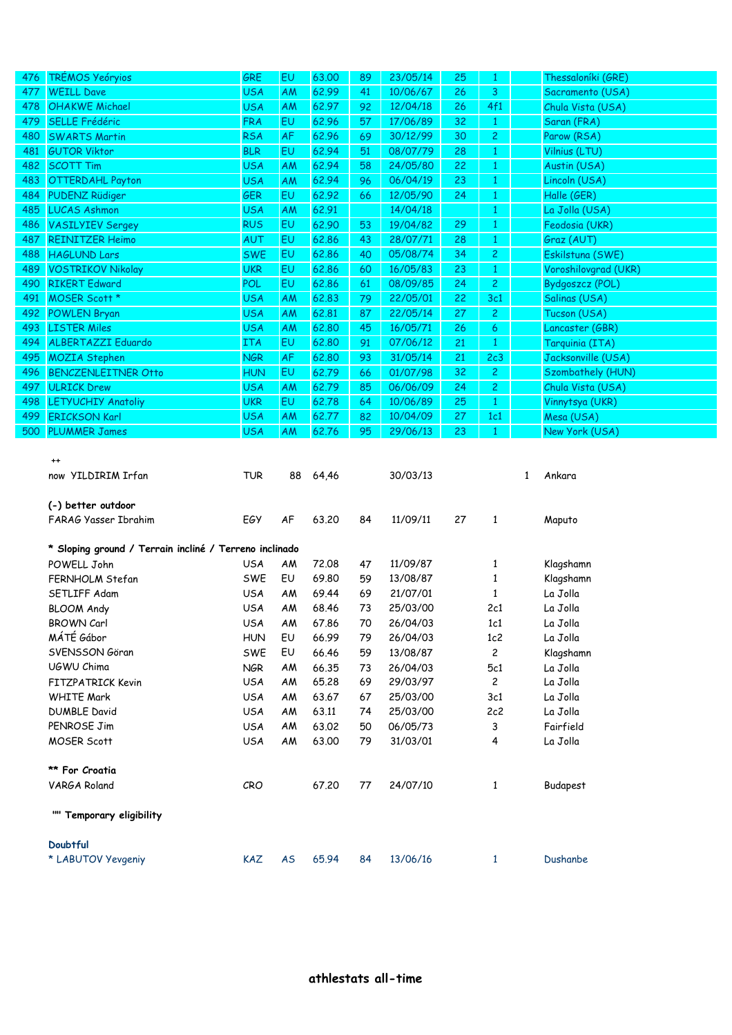| | | | | | | | | | | |
|---|---|---|---|---|---|---|---|---|---|---|
| 476 | TRÉMOS Yeóryios | GRE | EU | 63.00 | 89 | 23/05/14 | 25 | 1 | | Thessaloníki (GRE) |
| 477 | WEILL Dave | USA | AM | 62.99 | 41 | 10/06/67 | 26 | 3 | | Sacramento (USA) |
| 478 | OHAKWE Michael | USA | AM | 62.97 | 92 | 12/04/18 | 26 | 4f1 | | Chula Vista (USA) |
| 479 | SELLE Frédéric | FRA | EU | 62.96 | 57 | 17/06/89 | 32 | 1 | | Saran (FRA) |
| 480 | SWARTS Martin | RSA | AF | 62.96 | 69 | 30/12/99 | 30 | 2 | | Parow (RSA) |
| 481 | GUTOR Viktor | BLR | EU | 62.94 | 51 | 08/07/79 | 28 | 1 | | Vilnius (LTU) |
| 482 | SCOTT Tim | USA | AM | 62.94 | 58 | 24/05/80 | 22 | 1 | | Austin (USA) |
| 483 | OTTERDAHL Payton | USA | AM | 62.94 | 96 | 06/04/19 | 23 | 1 | | Lincoln (USA) |
| 484 | PUDENZ Rüdiger | GER | EU | 62.92 | 66 | 12/05/90 | 24 | 1 | | Halle (GER) |
| 485 | LUCAS Ashmon | USA | AM | 62.91 | | 14/04/18 | | 1 | | La Jolla (USA) |
| 486 | VASILYIEV Sergey | RUS | EU | 62.90 | 53 | 19/04/82 | 29 | 1 | | Feodosia (UKR) |
| 487 | REINITZER Heimo | AUT | EU | 62.86 | 43 | 28/07/71 | 28 | 1 | | Graz (AUT) |
| 488 | HAGLUND Lars | SWE | EU | 62.86 | 40 | 05/08/74 | 34 | 2 | | Eskilstuna (SWE) |
| 489 | VOSTRIKOV Nikolay | UKR | EU | 62.86 | 60 | 16/05/83 | 23 | 1 | | Voroshilovgrad (UKR) |
| 490 | RIKERT Edward | POL | EU | 62.86 | 61 | 08/09/85 | 24 | 2 | | Bydgoszcz (POL) |
| 491 | MOSER Scott * | USA | AM | 62.83 | 79 | 22/05/01 | 22 | 3c1 | | Salinas (USA) |
| 492 | POWLEN Bryan | USA | AM | 62.81 | 87 | 22/05/14 | 27 | 2 | | Tucson (USA) |
| 493 | LISTER Miles | USA | AM | 62.80 | 45 | 16/05/71 | 26 | 6 | | Lancaster (GBR) |
| 494 | ALBERTAZZI Eduardo | ITA | EU | 62.80 | 91 | 07/06/12 | 21 | 1 | | Tarquinia (ITA) |
| 495 | MOZIA Stephen | NGR | AF | 62.80 | 93 | 31/05/14 | 21 | 2c3 | | Jacksonville (USA) |
| 496 | BENCZENLEITNER Otto | HUN | EU | 62.79 | 66 | 01/07/98 | 32 | 2 | | Szombathely (HUN) |
| 497 | ULRICK Drew | USA | AM | 62.79 | 85 | 06/06/09 | 24 | 2 | | Chula Vista (USA) |
| 498 | LETYUCHIY Anatoliy | UKR | EU | 62.78 | 64 | 10/06/89 | 25 | 1 | | Vinnytsya (UKR) |
| 499 | ERICKSON Karl | USA | AM | 62.77 | 82 | 10/04/09 | 27 | 1c1 | | Mesa (USA) |
| 500 | PLUMMER James | USA | AM | 62.76 | 95 | 29/06/13 | 23 | 1 | | New York (USA) |

++

| | | | | | | | | | |
|---|---|---|---|---|---|---|---|---|---|
| now YILDIRIM Irfan | TUR | 88 | 64,46 | | 30/03/13 | | | 1 | Ankara |

**(-) better outdoor**

| | | | | | | | | |
|---|---|---|---|---|---|---|---|---|
| FARAG Yasser Ibrahim | EGY | AF | 63.20 | 84 | 11/09/11 | 27 | 1 | Maputo |

**\* Sloping ground / Terrain incliné / Terreno inclinado**

| | | | | | | | |
|---|---|---|---|---|---|---|---|
| POWELL John | USA | AM | 72.08 | 47 | 11/09/87 | 1 | Klagshamn |
| FERNHOLM Stefan | SWE | EU | 69.80 | 59 | 13/08/87 | 1 | Klagshamn |
| SETLIFF Adam | USA | AM | 69.44 | 69 | 21/07/01 | 1 | La Jolla |
| BLOOM Andy | USA | AM | 68.46 | 73 | 25/03/00 | 2c1 | La Jolla |
| BROWN Carl | USA | AM | 67.86 | 70 | 26/04/03 | 1c1 | La Jolla |
| MÁTÉ Gábor | HUN | EU | 66.99 | 79 | 26/04/03 | 1c2 | La Jolla |
| SVENSSON Göran | SWE | EU | 66.46 | 59 | 13/08/87 | 2 | Klagshamn |
| UGWU Chima | NGR | AM | 66.35 | 73 | 26/04/03 | 5c1 | La Jolla |
| FITZPATRICK Kevin | USA | AM | 65.28 | 69 | 29/03/97 | 2 | La Jolla |
| WHITE Mark | USA | AM | 63.67 | 67 | 25/03/00 | 3c1 | La Jolla |
| DUMBLE David | USA | AM | 63.11 | 74 | 25/03/00 | 2c2 | La Jolla |
| PENROSE Jim | USA | AM | 63.02 | 50 | 06/05/73 | 3 | Fairfield |
| MOSER Scott | USA | AM | 63.00 | 79 | 31/03/01 | 4 | La Jolla |

**\*\* For Croatia**

| | | | | | | |
|---|---|---|---|---|---|---|
| VARGA Roland | CRO | 67.20 | 77 | 24/07/10 | 1 | Budapest |

**"" Temporary eligibility**

**Doubtful**

| | | | | | | | |
|---|---|---|---|---|---|---|---|
| * LABUTOV Yevgeniy | KAZ | AS | 65.94 | 84 | 13/06/16 | 1 | Dushanbe |

**athlestats all-time**